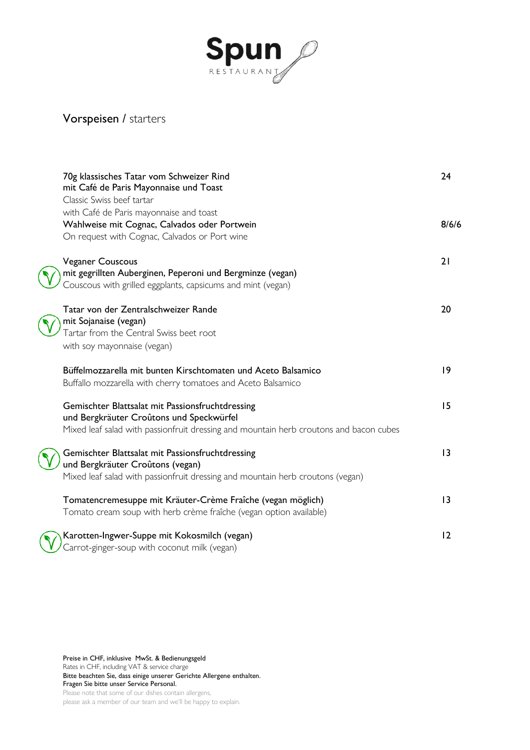# Spun
RESTAURANT

## Vorspeisen / starters

70g klassisches Tatar vom Schweizer Rind mit Café de Paris Mayonnaise und Toast — 24
Classic Swiss beef tartar with Café de Paris mayonnaise and toast

Wahlweise mit Cognac, Calvados oder Portwein — 8/6/6
On request with Cognac, Calvados or Port wine

Veganer Couscous mit gegrillten Auberginen, Peperoni und Bergminze (vegan) — 21
Couscous with grilled eggplants, capsicums and mint (vegan)

Tatar von der Zentralschweizer Rande mit Sojanaise (vegan) — 20
Tartar from the Central Swiss beet root with soy mayonnaise (vegan)

Büffelmozzarella mit bunten Kirschtomaten und Aceto Balsamico — 19
Buffalo mozzarella with cherry tomatoes and Aceto Balsamico

Gemischter Blattsalat mit Passionsfruchtdressing und Bergkräuter Croûtons und Speckwürfel — 15
Mixed leaf salad with passionfruit dressing and mountain herb croutons and bacon cubes

Gemischter Blattsalat mit Passionsfruchtdressing und Bergkräuter Croûtons (vegan) — 13
Mixed leaf salad with passionfruit dressing and mountain herb croutons (vegan)

Tomatencremesuppe mit Kräuter-Crème Fraîche (vegan möglich) — 13
Tomato cream soup with herb crème fraîche (vegan option available)

Karotten-Ingwer-Suppe mit Kokosmilch (vegan) — 12
Carrot-ginger-soup with coconut milk (vegan)

Preise in CHF, inklusive MwSt. & Bedienungsgeld
Rates in CHF, including VAT & service charge
Bitte beachten Sie, dass einige unserer Gerichte Allergene enthalten.
Fragen Sie bitte unser Service Personal.
Please note that some of our dishes contain allergens,
please ask a member of our team and we'll be happy to explain.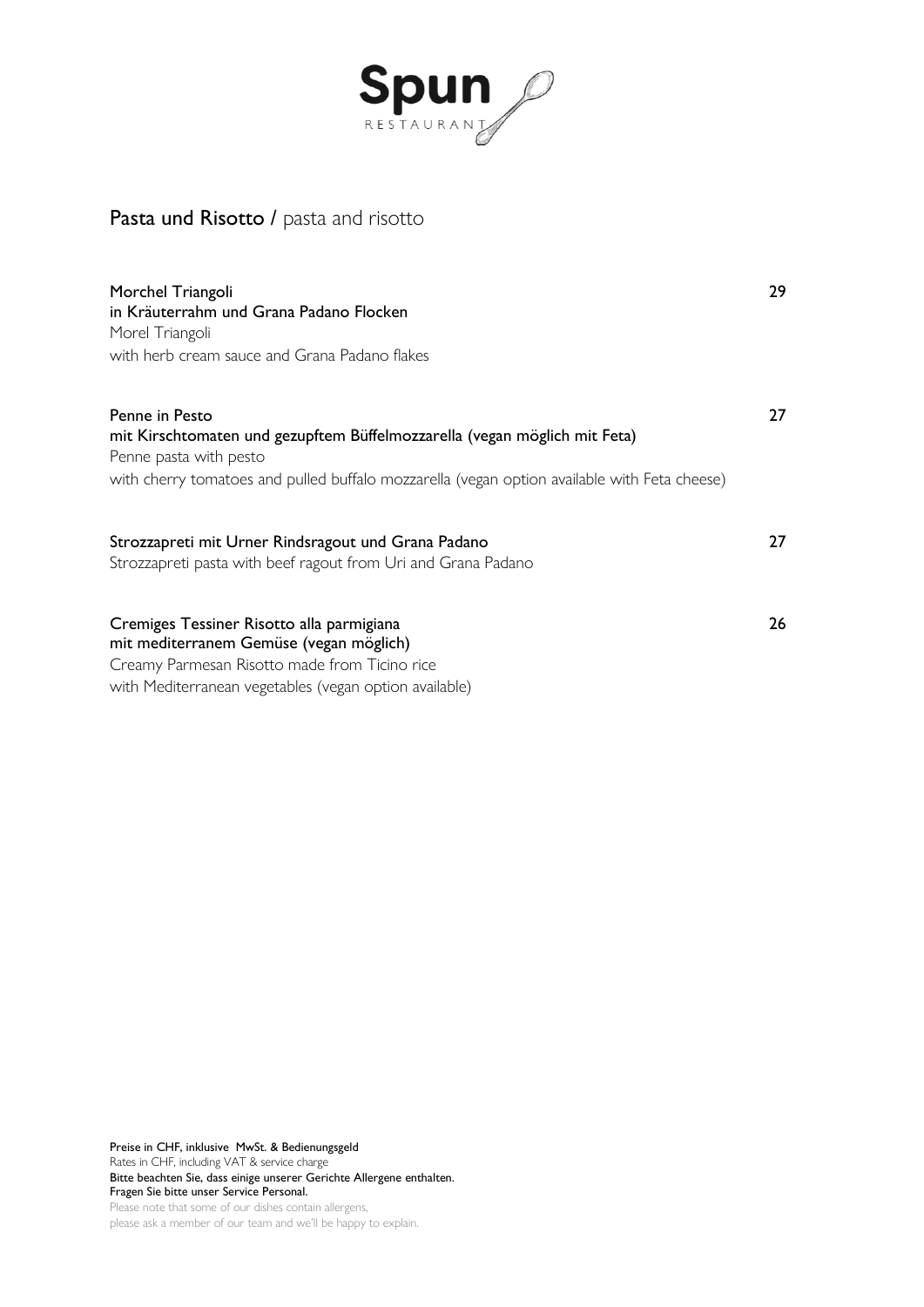# Spun

RESTAURANT

## Pasta und Risotto / pasta and risotto

**Morchel Triangoli** 29
**in Kräuterrahm und Grana Padano Flocken**
Morel Triangoli
with herb cream sauce and Grana Padano flakes

**Penne in Pesto** 27
**mit Kirschtomaten und gezupftem Büffelmozzarella (vegan möglich mit Feta)**
Penne pasta with pesto
with cherry tomatoes and pulled buffalo mozzarella (vegan option available with Feta cheese)

**Strozzapreti mit Urner Rindsragout und Grana Padano** 27
Strozzapreti pasta with beef ragout from Uri and Grana Padano

**Cremiges Tessiner Risotto alla parmigiana** 26
**mit mediterranem Gemüse (vegan möglich)**
Creamy Parmesan Risotto made from Ticino rice
with Mediterranean vegetables (vegan option available)

Preise in CHF, inklusive MwSt. & Bedienungsgeld
Rates in CHF, including VAT & service charge
Bitte beachten Sie, dass einige unserer Gerichte Allergene enthalten.
Fragen Sie bitte unser Service Personal.
Please note that some of our dishes contain allergens,
please ask a member of our team and we'll be happy to explain.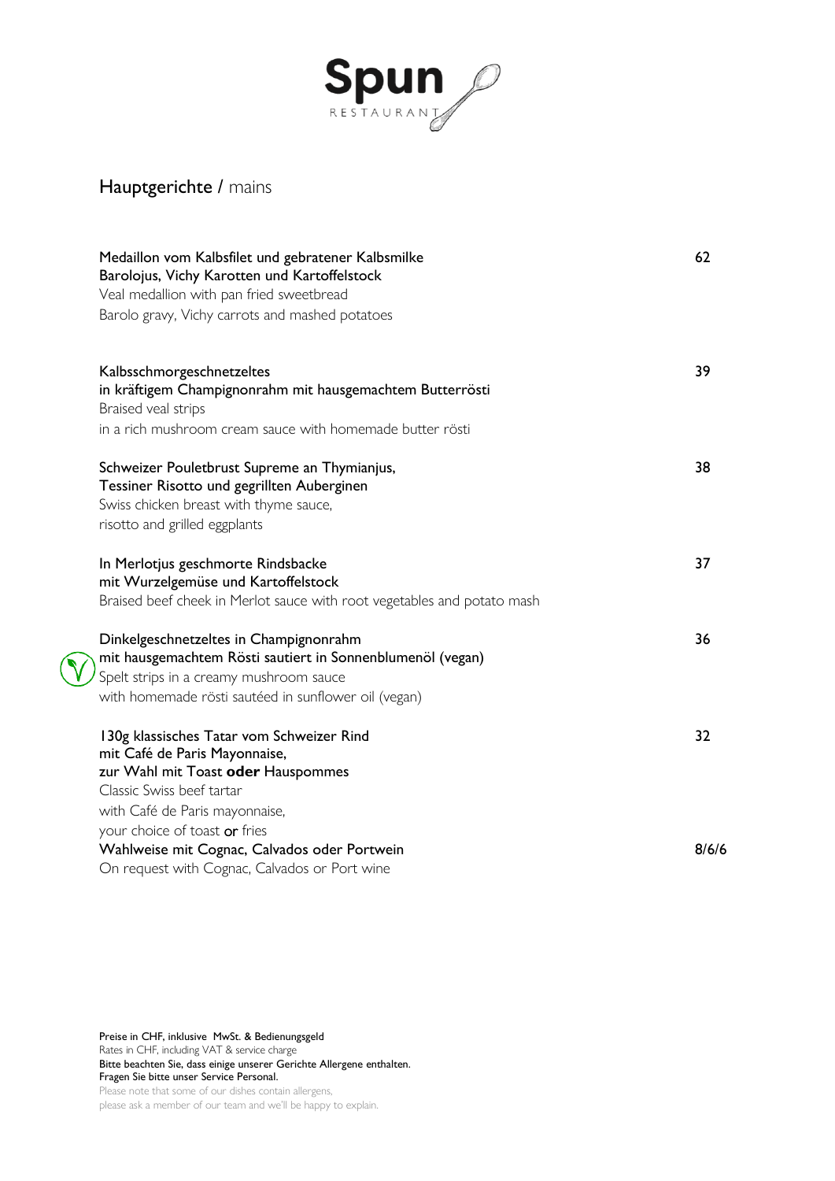# Spun

RESTAURANT

## Hauptgerichte / mains

Medaillon vom Kalbsfilet und gebratener Kalbsmilke
Barolojus, Vichy Karotten und Kartoffelstock
Veal medallion with pan fried sweetbread
Barolo gravy, Vichy carrots and mashed potatoes — 62

Kalbsschmorgeschnetzeltes
in kräftigem Champignonrahm mit hausgemachtem Butterrösti
Braised veal strips
in a rich mushroom cream sauce with homemade butter rösti — 39

Schweizer Pouletbrust Supreme an Thymianjus,
Tessiner Risotto und gegrillten Auberginen
Swiss chicken breast with thyme sauce,
risotto and grilled eggplants — 38

In Merlotjus geschmorte Rindsbacke
mit Wurzelgemüse und Kartoffelstock
Braised beef cheek in Merlot sauce with root vegetables and potato mash — 37

Dinkelgeschnetzeltes in Champignonrahm
mit hausgemachtem Rösti sautiert in Sonnenblumenöl (vegan)
Spelt strips in a creamy mushroom sauce
with homemade rösti sautéed in sunflower oil (vegan) — 36

130g klassisches Tatar vom Schweizer Rind
mit Café de Paris Mayonnaise,
zur Wahl mit Toast **oder** Hauspommes
Classic Swiss beef tartar
with Café de Paris mayonnaise,
your choice of toast **or** fries — 32

Wahlweise mit Cognac, Calvados oder Portwein
On request with Cognac, Calvados or Port wine — 8/6/6

Preise in CHF, inklusive MwSt. & Bedienungsgeld
Rates in CHF, including VAT & service charge
Bitte beachten Sie, dass einige unserer Gerichte Allergene enthalten.
Fragen Sie bitte unser Service Personal.
Please note that some of our dishes contain allergens,
please ask a member of our team and we'll be happy to explain.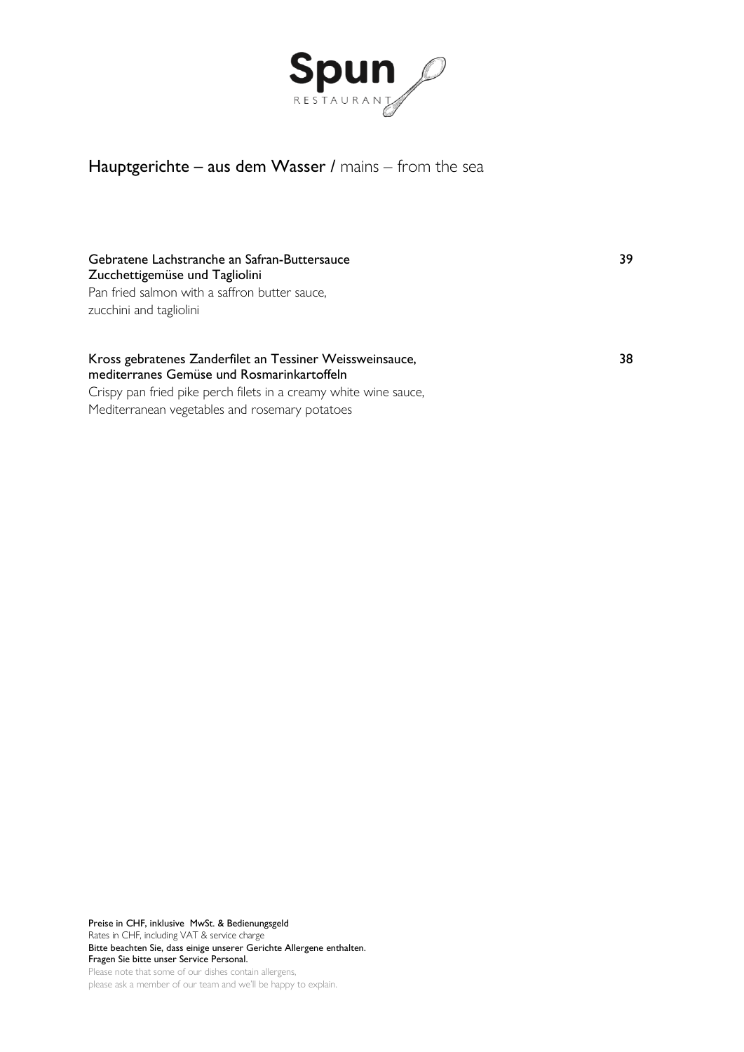**Spun**
RESTAURANT

## Hauptgerichte – aus dem Wasser / mains – from the sea

**Gebratene Lachstranche an Safran-Buttersauce**
**Zucchettigemüse und Tagliolini** — **39**
Pan fried salmon with a saffron butter sauce,
zucchini and tagliolini

**Kross gebratenes Zanderfilet an Tessiner Weissweinsauce,**
**mediterranes Gemüse und Rosmarinkartoffeln** — **38**
Crispy pan fried pike perch filets in a creamy white wine sauce,
Mediterranean vegetables and rosemary potatoes

Preise in CHF, inklusive MwSt. & Bedienungsgeld
Rates in CHF, including VAT & service charge
Bitte beachten Sie, dass einige unserer Gerichte Allergene enthalten.
Fragen Sie bitte unser Service Personal.
Please note that some of our dishes contain allergens,
please ask a member of our team and we'll be happy to explain.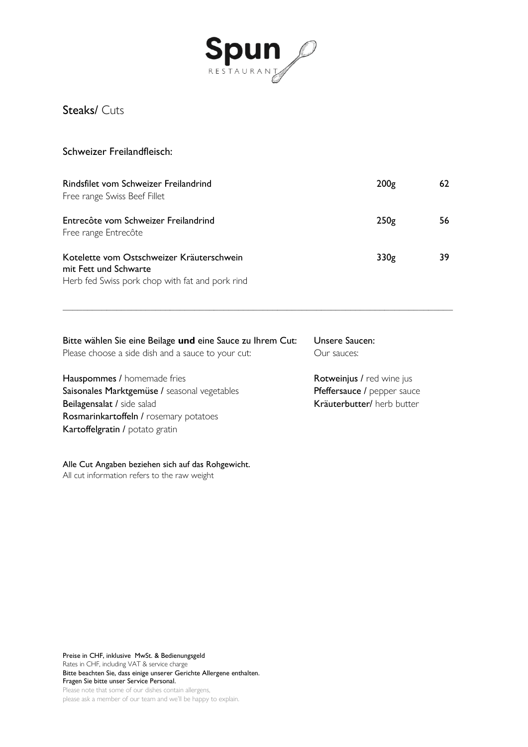# Spun
RESTAURANT

## **Steaks**/ Cuts

### Schweizer Freilandfleisch:

| | | |
|---|---|---|
| Rindsfilet vom Schweizer Freilandrind<br>Free range Swiss Beef Fillet | 200g | 62 |
| Entrecôte vom Schweizer Freilandrind<br>Free range Entrecôte | 250g | 56 |
| Kotelette vom Ostschweizer Kräuterschwein<br>mit Fett und Schwarte<br>Herb fed Swiss pork chop with fat and pork rind | 330g | 39 |

---

Bitte wählen Sie eine Beilage **und** eine Sauce zu Ihrem Cut:
Please choose a side dish and a sauce to your cut:

**Hauspommes** / homemade fries
**Saisonales Marktgemüse** / seasonal vegetables
**Beilagensalat** / side salad
**Rosmarinkartoffeln** / rosemary potatoes
**Kartoffelgratin** / potato gratin

Unsere Saucen:
Our sauces:

**Rotweinjus** / red wine jus
**Pfeffersauce** / pepper sauce
**Kräuterbutter**/ herb butter

Alle Cut Angaben beziehen sich auf das Rohgewicht.
All cut information refers to the raw weight

Preise in CHF, inklusive MwSt. & Bedienungsgeld
Rates in CHF, including VAT & service charge
Bitte beachten Sie, dass einige unserer Gerichte Allergene enthalten.
Fragen Sie bitte unser Service Personal.
Please note that some of our dishes contain allergens,
please ask a member of our team and we'll be happy to explain.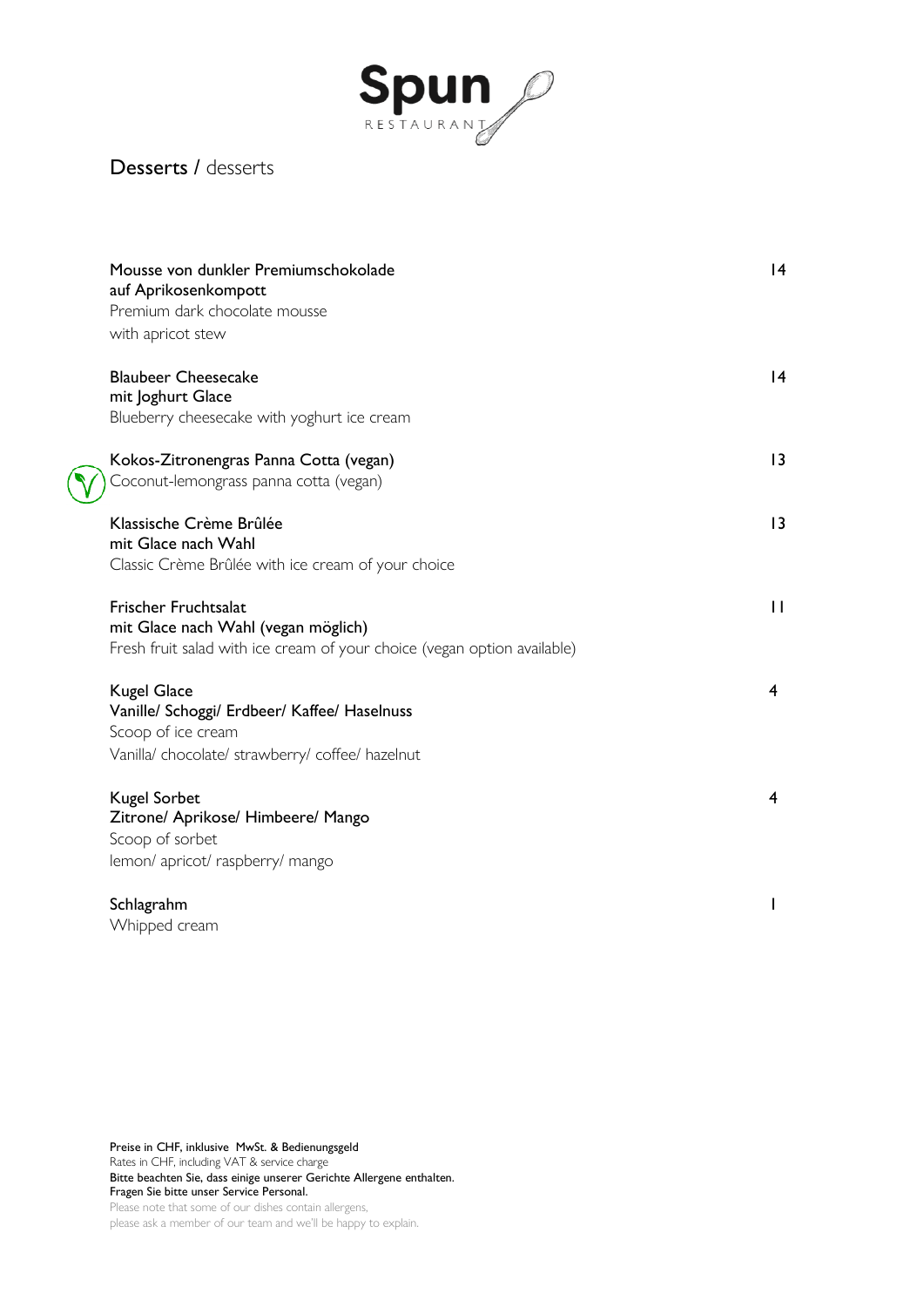# Spun

RESTAURANT

## Desserts / desserts

| | |
|---|---|
| **Mousse von dunkler Premiumschokolade auf Aprikosenkompott**<br>Premium dark chocolate mousse with apricot stew | 14 |
| **Blaubeer Cheesecake mit Joghurt Glace**<br>Blueberry cheesecake with yoghurt ice cream | 14 |
| **Kokos-Zitronengras Panna Cotta (vegan)**<br>Coconut-lemongrass panna cotta (vegan) | 13 |
| **Klassische Crème Brûlée mit Glace nach Wahl**<br>Classic Crème Brûlée with ice cream of your choice | 13 |
| **Frischer Fruchtsalat mit Glace nach Wahl (vegan möglich)**<br>Fresh fruit salad with ice cream of your choice (vegan option available) | 11 |
| **Kugel Glace**<br>**Vanille/ Schoggi/ Erdbeer/ Kaffee/ Haselnuss**<br>Scoop of ice cream<br>Vanilla/ chocolate/ strawberry/ coffee/ hazelnut | 4 |
| **Kugel Sorbet**<br>**Zitrone/ Aprikose/ Himbeere/ Mango**<br>Scoop of sorbet<br>lemon/ apricot/ raspberry/ mango | 4 |
| **Schlagrahm**<br>Whipped cream | 1 |

Preise in CHF, inklusive MwSt. & Bedienungsgeld
Rates in CHF, including VAT & service charge
Bitte beachten Sie, dass einige unserer Gerichte Allergene enthalten.
Fragen Sie bitte unser Service Personal.
Please note that some of our dishes contain allergens,
please ask a member of our team and we'll be happy to explain.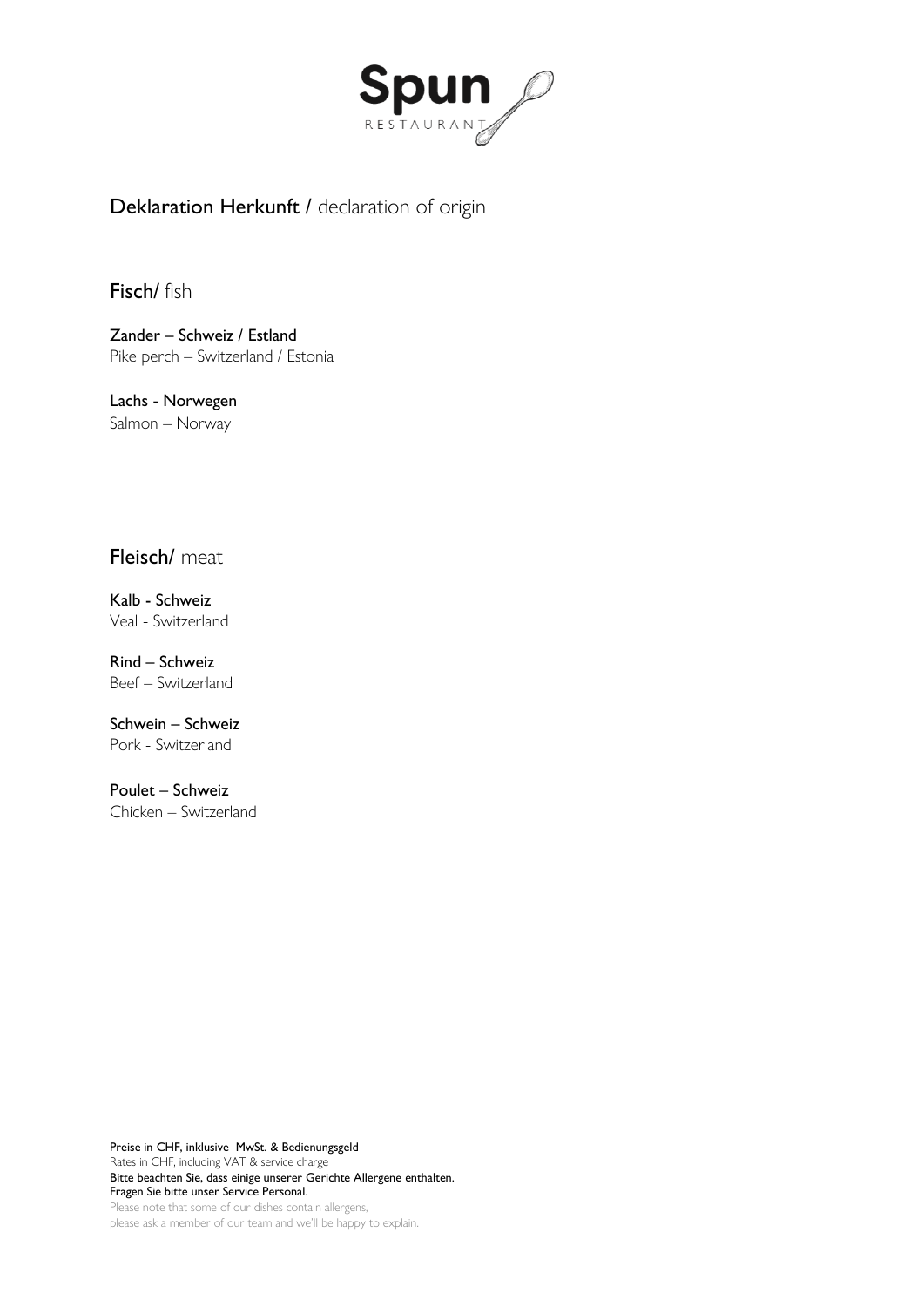# Spun
RESTAURANT

## **Deklaration Herkunft** / declaration of origin

### **Fisch**/ fish

**Zander – Schweiz / Estland**
Pike perch – Switzerland / Estonia

**Lachs - Norwegen**
Salmon – Norway

### **Fleisch**/ meat

**Kalb - Schweiz**
Veal - Switzerland

**Rind – Schweiz**
Beef – Switzerland

**Schwein – Schweiz**
Pork - Switzerland

**Poulet – Schweiz**
Chicken – Switzerland

Preise in CHF, inklusive MwSt. & Bedienungsgeld
Rates in CHF, including VAT & service charge
Bitte beachten Sie, dass einige unserer Gerichte Allergene enthalten.
Fragen Sie bitte unser Service Personal.
Please note that some of our dishes contain allergens,
please ask a member of our team and we'll be happy to explain.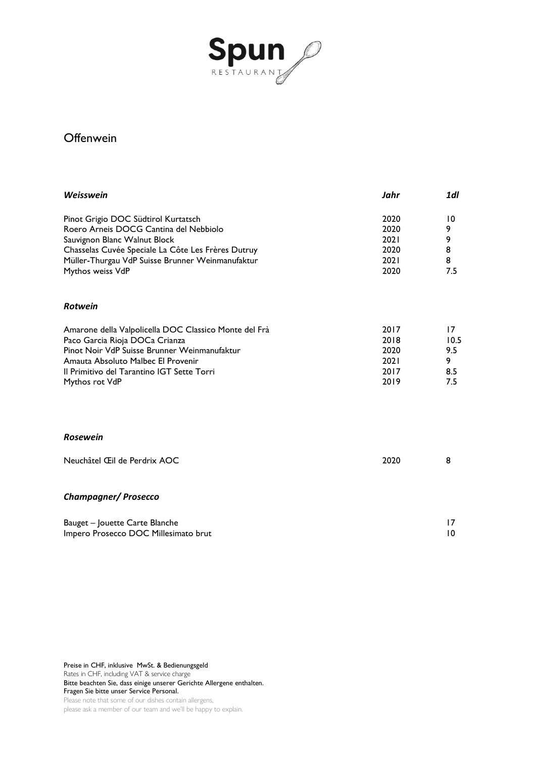# Spun
RESTAURANT

## Offenwein

| *Weisswein* | *Jahr* | *1dl* |
| --- | --- | --- |
| Pinot Grigio DOC Südtirol Kurtatsch | 2020 | 10 |
| Roero Arneis DOCG Cantina del Nebbiolo | 2020 | 9 |
| Sauvignon Blanc Walnut Block | 2021 | 9 |
| Chasselas Cuvée Speciale La Côte Les Frères Dutruy | 2020 | 8 |
| Müller-Thurgau VdP Suisse Brunner Weinmanufaktur | 2021 | 8 |
| Mythos weiss VdP | 2020 | 7.5 |

| *Rotwein* | | |
| --- | --- | --- |
| Amarone della Valpolicella DOC Classico Monte del Frà | 2017 | 17 |
| Paco Garcia Rioja DOCa Crianza | 2018 | 10.5 |
| Pinot Noir VdP Suisse Brunner Weinmanufaktur | 2020 | 9.5 |
| Amauta Absoluto Malbec El Provenir | 2021 | 9 |
| Il Primitivo del Tarantino IGT Sette Torri | 2017 | 8.5 |
| Mythos rot VdP | 2019 | 7.5 |

| *Rosewein* | | |
| --- | --- | --- |
| Neuchâtel Œil de Perdrix AOC | 2020 | 8 |

| *Champagner/ Prosecco* | | |
| --- | --- | --- |
| Bauget – Jouette Carte Blanche | | 17 |
| Impero Prosecco DOC Millesimato brut | | 10 |

Preise in CHF, inklusive MwSt. & Bedienungsgeld
Rates in CHF, including VAT & service charge
Bitte beachten Sie, dass einige unserer Gerichte Allergene enthalten.
Fragen Sie bitte unser Service Personal.
Please note that some of our dishes contain allergens,
please ask a member of our team and we'll be happy to explain.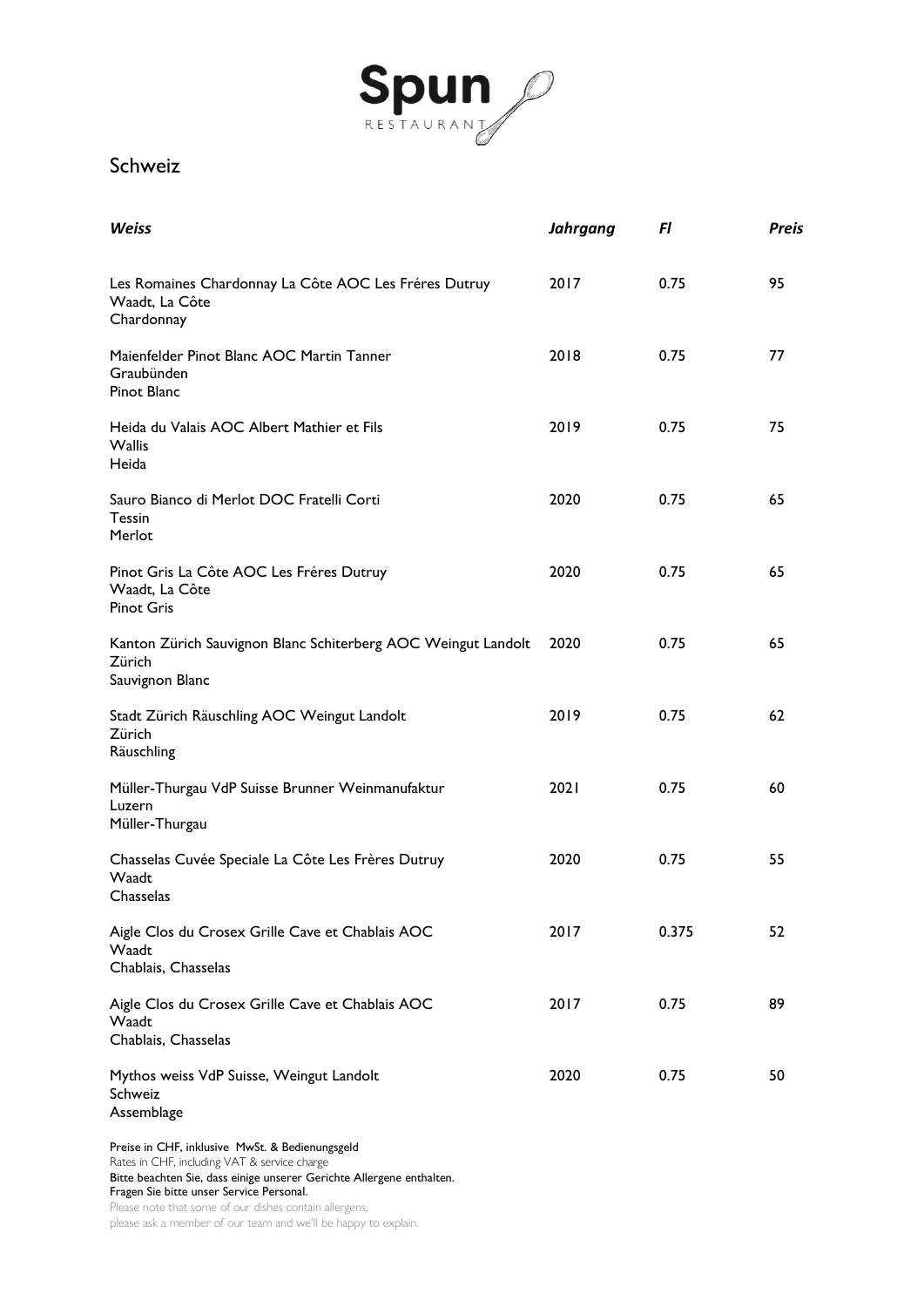Spun RESTAURANT

# Schweiz

| ***Weiss*** | ***Jahrgang*** | ***Fl*** | ***Preis*** |
|---|---|---|---|
| Les Romaines Chardonnay La Côte AOC Les Fréres Dutruy<br>Waadt, La Côte<br>Chardonnay | 2017 | 0.75 | 95 |
| Maienfelder Pinot Blanc AOC Martin Tanner<br>Graubünden<br>Pinot Blanc | 2018 | 0.75 | 77 |
| Heida du Valais AOC Albert Mathier et Fils<br>Wallis<br>Heida | 2019 | 0.75 | 75 |
| Sauro Bianco di Merlot DOC Fratelli Corti<br>Tessin<br>Merlot | 2020 | 0.75 | 65 |
| Pinot Gris La Côte AOC Les Fréres Dutruy<br>Waadt, La Côte<br>Pinot Gris | 2020 | 0.75 | 65 |
| Kanton Zürich Sauvignon Blanc Schiterberg AOC Weingut Landolt<br>Zürich<br>Sauvignon Blanc | 2020 | 0.75 | 65 |
| Stadt Zürich Räuschling AOC Weingut Landolt<br>Zürich<br>Räuschling | 2019 | 0.75 | 62 |
| Müller-Thurgau VdP Suisse Brunner Weinmanufaktur<br>Luzern<br>Müller-Thurgau | 2021 | 0.75 | 60 |
| Chasselas Cuvée Speciale La Côte Les Frères Dutruy<br>Waadt<br>Chasselas | 2020 | 0.75 | 55 |
| Aigle Clos du Crosex Grille Cave et Chablais AOC<br>Waadt<br>Chablais, Chasselas | 2017 | 0.375 | 52 |
| Aigle Clos du Crosex Grille Cave et Chablais AOC<br>Waadt<br>Chablais, Chasselas | 2017 | 0.75 | 89 |
| Mythos weiss VdP Suisse, Weingut Landolt<br>Schweiz<br>Assemblage | 2020 | 0.75 | 50 |

Preise in CHF, inklusive MwSt. & Bedienungsgeld
Rates in CHF, including VAT & service charge
Bitte beachten Sie, dass einige unserer Gerichte Allergene enthalten.
Fragen Sie bitte unser Service Personal.
Please note that some of our dishes contain allergens,
please ask a member of our team and we'll be happy to explain.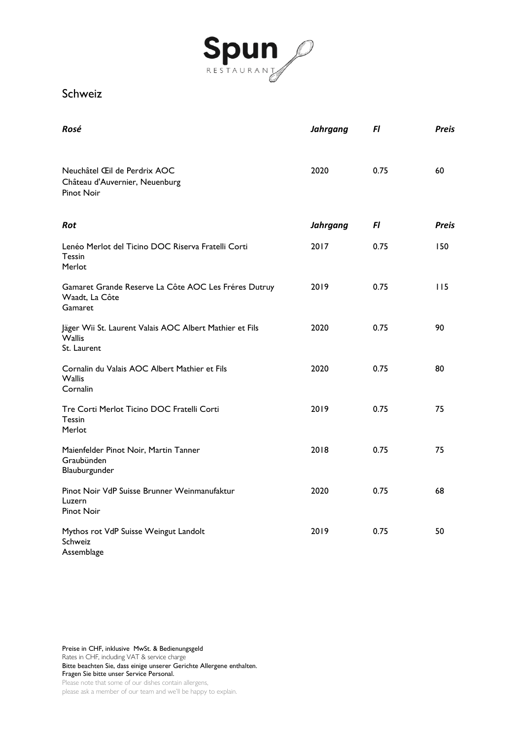Spun RESTAURANT

# Schweiz

| *Rosé* | *Jahrgang* | *Fl* | *Preis* |
|---|---|---|---|
| Neuchâtel Œil de Perdrix AOC<br>Château d'Auvernier, Neuenburg<br>Pinot Noir | 2020 | 0.75 | 60 |

| *Rot* | *Jahrgang* | *Fl* | *Preis* |
|---|---|---|---|
| Lenéo Merlot del Ticino DOC Riserva Fratelli Corti<br>Tessin<br>Merlot | 2017 | 0.75 | 150 |
| Gamaret Grande Reserve La Côte AOC Les Fréres Dutruy<br>Waadt, La Côte<br>Gamaret | 2019 | 0.75 | 115 |
| Jäger Wii St. Laurent Valais AOC Albert Mathier et Fils<br>Wallis<br>St. Laurent | 2020 | 0.75 | 90 |
| Cornalin du Valais AOC Albert Mathier et Fils<br>Wallis<br>Cornalin | 2020 | 0.75 | 80 |
| Tre Corti Merlot Ticino DOC Fratelli Corti<br>Tessin<br>Merlot | 2019 | 0.75 | 75 |
| Maienfelder Pinot Noir, Martin Tanner<br>Graubünden<br>Blauburgunder | 2018 | 0.75 | 75 |
| Pinot Noir VdP Suisse Brunner Weinmanufaktur<br>Luzern<br>Pinot Noir | 2020 | 0.75 | 68 |
| Mythos rot VdP Suisse Weingut Landolt<br>Schweiz<br>Assemblage | 2019 | 0.75 | 50 |

Preise in CHF, inklusive MwSt. & Bedienungsgeld
Rates in CHF, including VAT & service charge
Bitte beachten Sie, dass einige unserer Gerichte Allergene enthalten.
Fragen Sie bitte unser Service Personal.
Please note that some of our dishes contain allergens,
please ask a member of our team and we'll be happy to explain.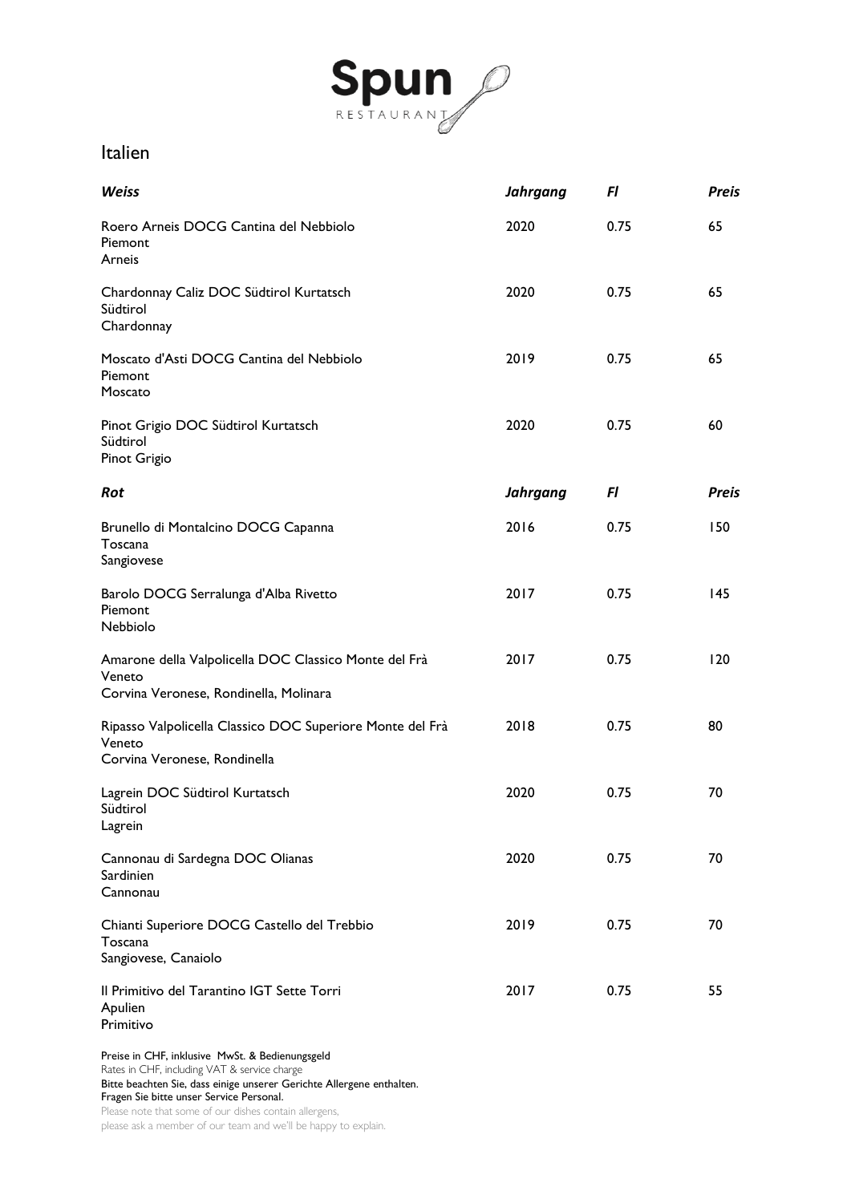Spun
RESTAURANT

# Italien

| *Weiss* | *Jahrgang* | *Fl* | *Preis* |
|---|---|---|---|
| Roero Arneis DOCG Cantina del Nebbiolo<br>Piemont<br>Arneis | 2020 | 0.75 | 65 |
| Chardonnay Caliz DOC Südtirol Kurtatsch<br>Südtirol<br>Chardonnay | 2020 | 0.75 | 65 |
| Moscato d'Asti DOCG Cantina del Nebbiolo<br>Piemont<br>Moscato | 2019 | 0.75 | 65 |
| Pinot Grigio DOC Südtirol Kurtatsch<br>Südtirol<br>Pinot Grigio | 2020 | 0.75 | 60 |

| *Rot* | *Jahrgang* | *Fl* | *Preis* |
|---|---|---|---|
| Brunello di Montalcino DOCG Capanna<br>Toscana<br>Sangiovese | 2016 | 0.75 | 150 |
| Barolo DOCG Serralunga d'Alba Rivetto<br>Piemont<br>Nebbiolo | 2017 | 0.75 | 145 |
| Amarone della Valpolicella DOC Classico Monte del Frà<br>Veneto<br>Corvina Veronese, Rondinella, Molinara | 2017 | 0.75 | 120 |
| Ripasso Valpolicella Classico DOC Superiore Monte del Frà<br>Veneto<br>Corvina Veronese, Rondinella | 2018 | 0.75 | 80 |
| Lagrein DOC Südtirol Kurtatsch<br>Südtirol<br>Lagrein | 2020 | 0.75 | 70 |
| Cannonau di Sardegna DOC Olianas<br>Sardinien<br>Cannonau | 2020 | 0.75 | 70 |
| Chianti Superiore DOCG Castello del Trebbio<br>Toscana<br>Sangiovese, Canaiolo | 2019 | 0.75 | 70 |
| Il Primitivo del Tarantino IGT Sette Torri<br>Apulien<br>Primitivo | 2017 | 0.75 | 55 |

Preise in CHF, inklusive MwSt. & Bedienungsgeld
Rates in CHF, including VAT & service charge
Bitte beachten Sie, dass einige unserer Gerichte Allergene enthalten.
Fragen Sie bitte unser Service Personal.
Please note that some of our dishes contain allergens,
please ask a member of our team and we'll be happy to explain.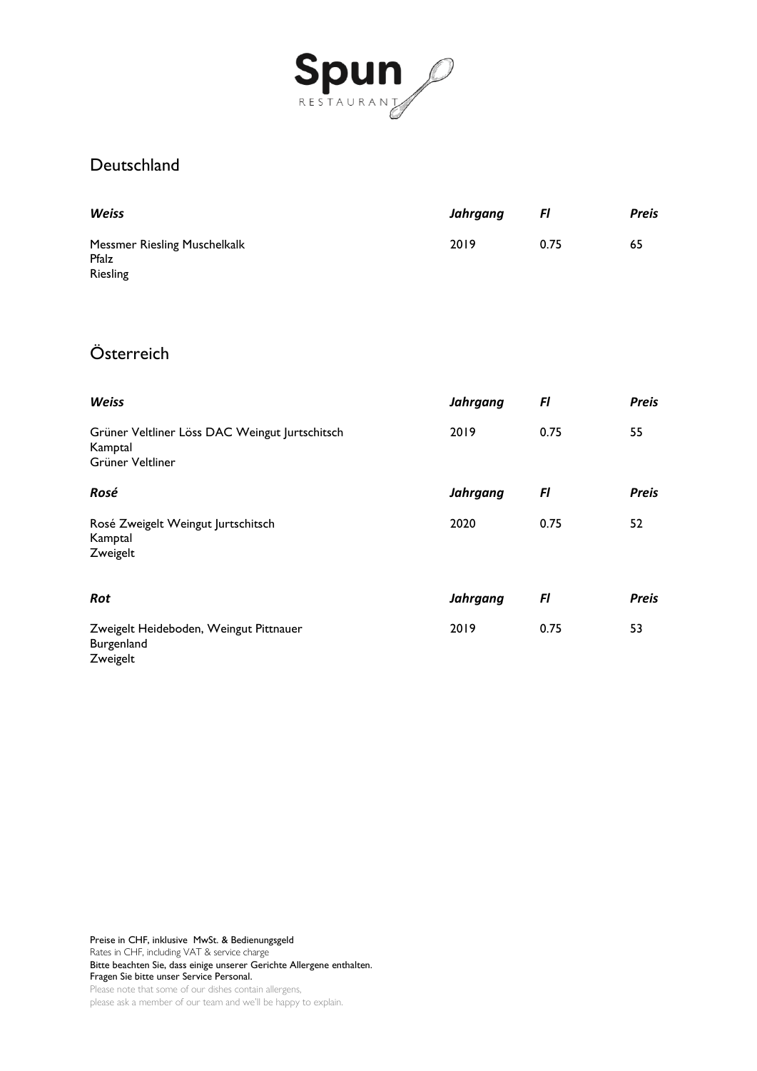# Spun
RESTAURANT

## Deutschland

| *Weiss* | *Jahrgang* | *Fl* | *Preis* |
|---|---|---|---|
| Messmer Riesling Muschelkalk<br>Pfalz<br>Riesling | 2019 | 0.75 | 65 |

## Österreich

| *Weiss* | *Jahrgang* | *Fl* | *Preis* |
|---|---|---|---|
| Grüner Veltliner Löss DAC Weingut Jurtschitsch<br>Kamptal<br>Grüner Veltliner | 2019 | 0.75 | 55 |

| *Rosé* | *Jahrgang* | *Fl* | *Preis* |
|---|---|---|---|
| Rosé Zweigelt Weingut Jurtschitsch<br>Kamptal<br>Zweigelt | 2020 | 0.75 | 52 |

| *Rot* | *Jahrgang* | *Fl* | *Preis* |
|---|---|---|---|
| Zweigelt Heideboden, Weingut Pittnauer<br>Burgenland<br>Zweigelt | 2019 | 0.75 | 53 |

Preise in CHF, inklusive MwSt. & Bedienungsgeld
Rates in CHF, including VAT & service charge
Bitte beachten Sie, dass einige unserer Gerichte Allergene enthalten.
Fragen Sie bitte unser Service Personal.
Please note that some of our dishes contain allergens,
please ask a member of our team and we'll be happy to explain.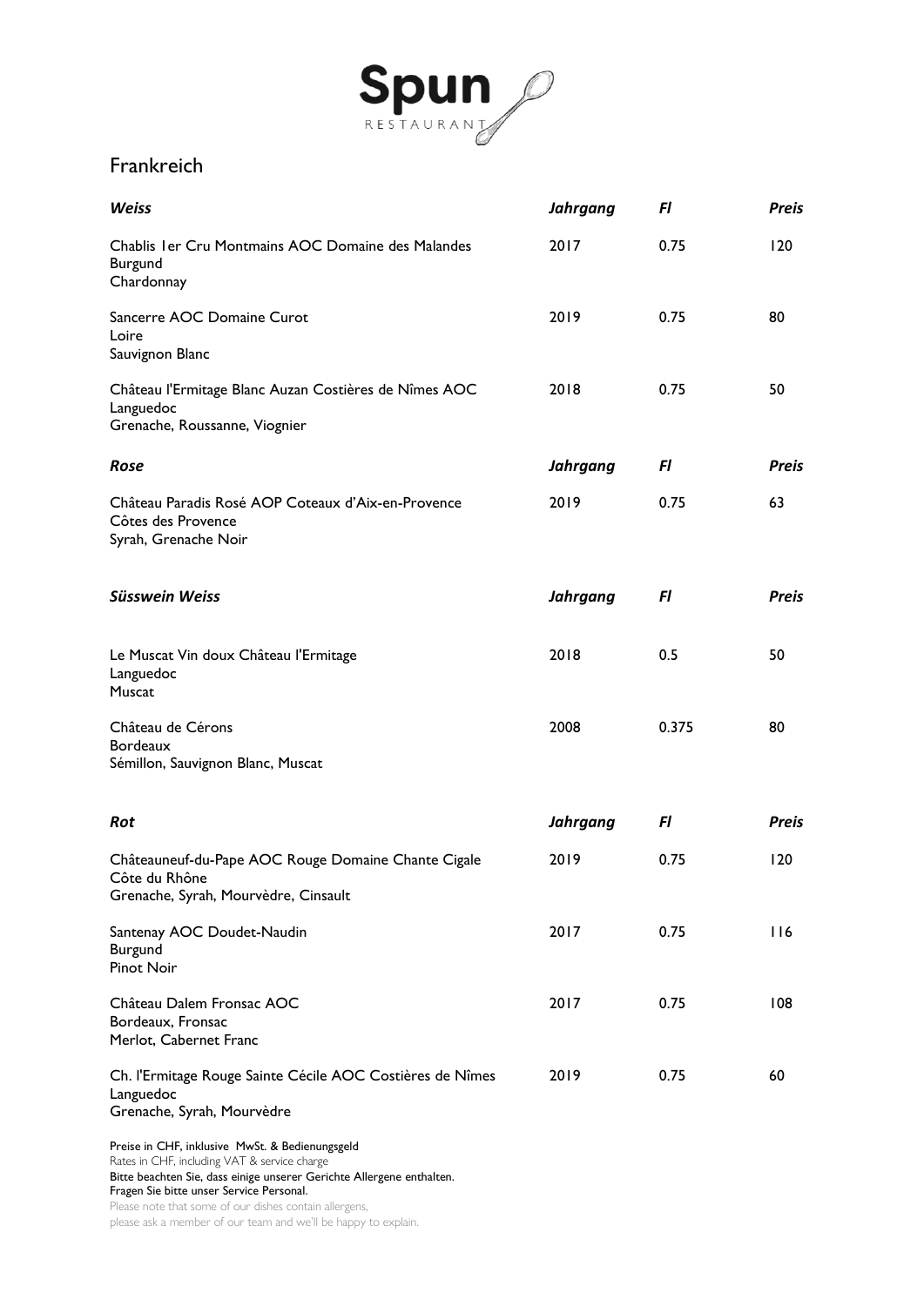# Spun RESTAURANT

## Frankreich

| *Weiss* | *Jahrgang* | *Fl* | *Preis* |
| --- | --- | --- | --- |
| Chablis 1er Cru Montmains AOC Domaine des Malandes<br>Burgund<br>Chardonnay | 2017 | 0.75 | 120 |
| Sancerre AOC Domaine Curot<br>Loire<br>Sauvignon Blanc | 2019 | 0.75 | 80 |
| Château l'Ermitage Blanc Auzan Costières de Nîmes AOC<br>Languedoc<br>Grenache, Roussanne, Viognier | 2018 | 0.75 | 50 |

| *Rose* | *Jahrgang* | *Fl* | *Preis* |
| --- | --- | --- | --- |
| Château Paradis Rosé AOP Coteaux d'Aix-en-Provence<br>Côtes des Provence<br>Syrah, Grenache Noir | 2019 | 0.75 | 63 |

| *Süsswein Weiss* | *Jahrgang* | *Fl* | *Preis* |
| --- | --- | --- | --- |
| Le Muscat Vin doux Château l'Ermitage<br>Languedoc<br>Muscat | 2018 | 0.5 | 50 |
| Château de Cérons<br>Bordeaux<br>Sémillon, Sauvignon Blanc, Muscat | 2008 | 0.375 | 80 |

| *Rot* | *Jahrgang* | *Fl* | *Preis* |
| --- | --- | --- | --- |
| Châteauneuf-du-Pape AOC Rouge Domaine Chante Cigale<br>Côte du Rhône<br>Grenache, Syrah, Mourvèdre, Cinsault | 2019 | 0.75 | 120 |
| Santenay AOC Doudet-Naudin<br>Burgund<br>Pinot Noir | 2017 | 0.75 | 116 |
| Château Dalem Fronsac AOC<br>Bordeaux, Fronsac<br>Merlot, Cabernet Franc | 2017 | 0.75 | 108 |
| Ch. l'Ermitage Rouge Sainte Cécile AOC Costières de Nîmes<br>Languedoc<br>Grenache, Syrah, Mourvèdre | 2019 | 0.75 | 60 |

Preise in CHF, inklusive MwSt. & Bedienungsgeld
Rates in CHF, including VAT & service charge
Bitte beachten Sie, dass einige unserer Gerichte Allergene enthalten.
Fragen Sie bitte unser Service Personal.
Please note that some of our dishes contain allergens,
please ask a member of our team and we'll be happy to explain.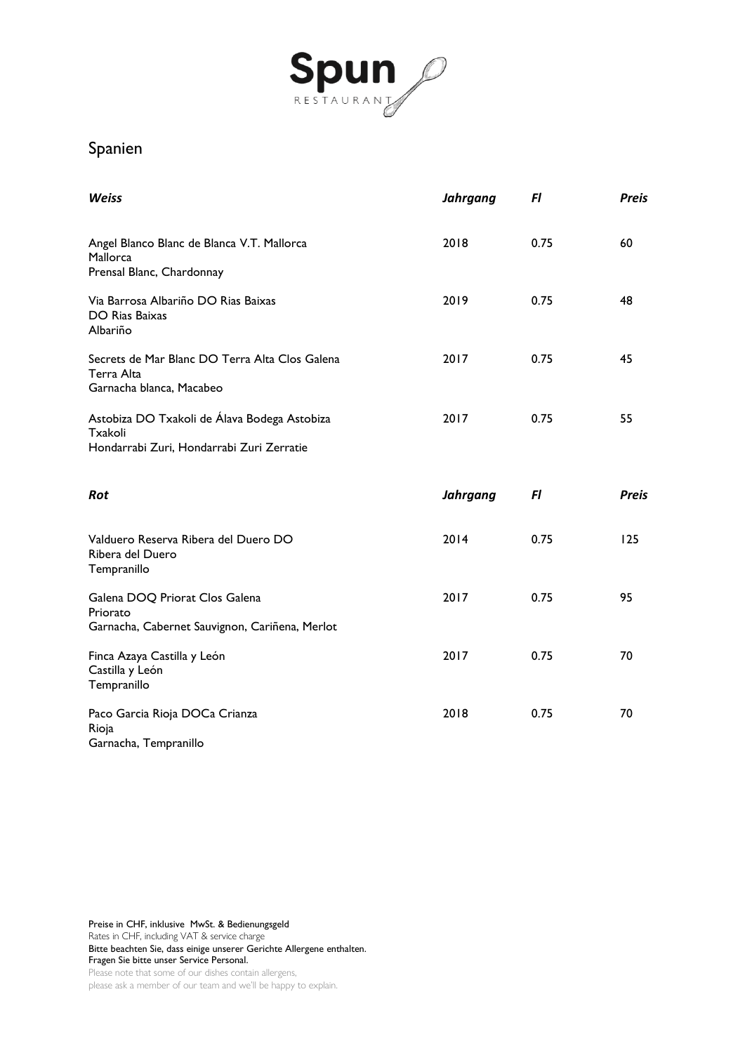# Spun

RESTAURANT

## Spanien

| ***Weiss*** | ***Jahrgang*** | ***Fl*** | ***Preis*** |
|---|---|---|---|
| Angel Blanco Blanc de Blanca V.T. Mallorca<br>Mallorca<br>Prensal Blanc, Chardonnay | 2018 | 0.75 | 60 |
| Via Barrosa Albariño DO Rias Baixas<br>DO Rias Baixas<br>Albariño | 2019 | 0.75 | 48 |
| Secrets de Mar Blanc DO Terra Alta Clos Galena<br>Terra Alta<br>Garnacha blanca, Macabeo | 2017 | 0.75 | 45 |
| Astobiza DO Txakoli de Álava Bodega Astobiza<br>Txakoli<br>Hondarrabi Zuri, Hondarrabi Zuri Zerratie | 2017 | 0.75 | 55 |

| ***Rot*** | ***Jahrgang*** | ***Fl*** | ***Preis*** |
|---|---|---|---|
| Valduero Reserva Ribera del Duero DO<br>Ribera del Duero<br>Tempranillo | 2014 | 0.75 | 125 |
| Galena DOQ Priorat Clos Galena<br>Priorato<br>Garnacha, Cabernet Sauvignon, Cariñena, Merlot | 2017 | 0.75 | 95 |
| Finca Azaya Castilla y León<br>Castilla y León<br>Tempranillo | 2017 | 0.75 | 70 |
| Paco Garcia Rioja DOCa Crianza<br>Rioja<br>Garnacha, Tempranillo | 2018 | 0.75 | 70 |

Preise in CHF, inklusive MwSt. & Bedienungsgeld
Rates in CHF, including VAT & service charge
Bitte beachten Sie, dass einige unserer Gerichte Allergene enthalten.
Fragen Sie bitte unser Service Personal.
Please note that some of our dishes contain allergens,
please ask a member of our team and we'll be happy to explain.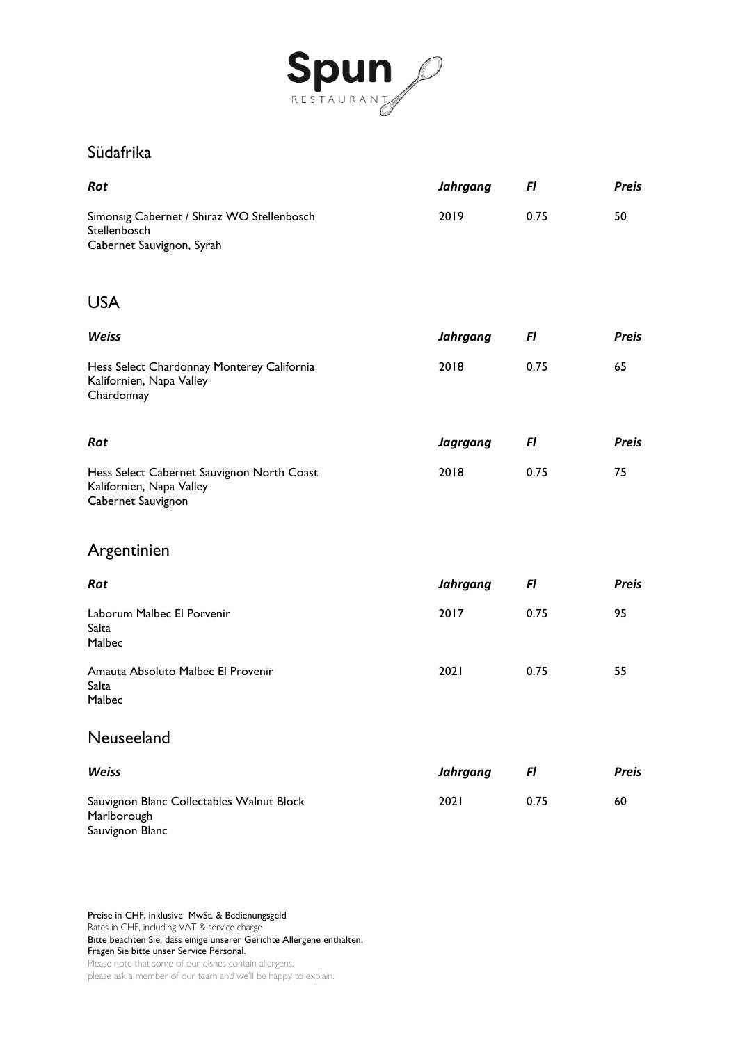# Spun
RESTAURANT

## Südafrika

| *Rot* | *Jahrgang* | *Fl* | *Preis* |
|---|---|---|---|
| Simonsig Cabernet / Shiraz WO Stellenbosch<br>Stellenbosch<br>Cabernet Sauvignon, Syrah | 2019 | 0.75 | 50 |

## USA

| *Weiss* | *Jahrgang* | *Fl* | *Preis* |
|---|---|---|---|
| Hess Select Chardonnay Monterey California<br>Kalifornien, Napa Valley<br>Chardonnay | 2018 | 0.75 | 65 |

| *Rot* | *Jagrgang* | *Fl* | *Preis* |
|---|---|---|---|
| Hess Select Cabernet Sauvignon North Coast<br>Kalifornien, Napa Valley<br>Cabernet Sauvignon | 2018 | 0.75 | 75 |

## Argentinien

| *Rot* | *Jahrgang* | *Fl* | *Preis* |
|---|---|---|---|
| Laborum Malbec El Porvenir<br>Salta<br>Malbec | 2017 | 0.75 | 95 |
| Amauta Absoluto Malbec El Provenir<br>Salta<br>Malbec | 2021 | 0.75 | 55 |

## Neuseeland

| *Weiss* | *Jahrgang* | *Fl* | *Preis* |
|---|---|---|---|
| Sauvignon Blanc Collectables Walnut Block<br>Marlborough<br>Sauvignon Blanc | 2021 | 0.75 | 60 |

Preise in CHF, inklusive MwSt. & Bedienungsgeld
Rates in CHF, including VAT & service charge
Bitte beachten Sie, dass einige unserer Gerichte Allergene enthalten.
Fragen Sie bitte unser Service Personal.
Please note that some of our dishes contain allergens,
please ask a member of our team and we'll be happy to explain.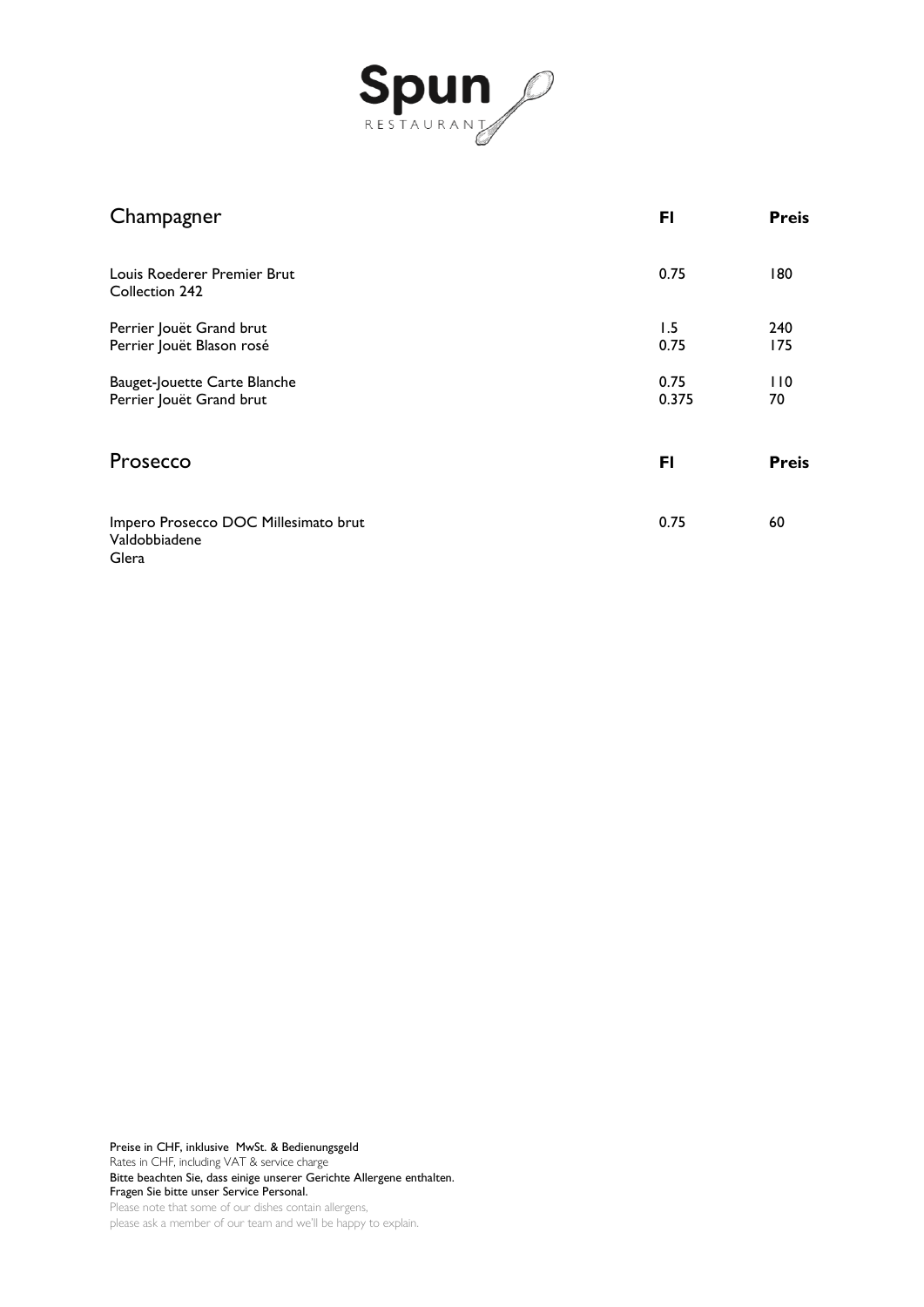Spun
RESTAURANT

| Champagner | Fl | Preis |
|---|---|---|
| Louis Roederer Premier Brut<br>Collection 242 | 0.75 | 180 |
| Perrier Jouët Grand brut | 1.5 | 240 |
| Perrier Jouët Blason rosé | 0.75 | 175 |
| Bauget-Jouette Carte Blanche | 0.75 | 110 |
| Perrier Jouët Grand brut | 0.375 | 70 |

| Prosecco | Fl | Preis |
|---|---|---|
| Impero Prosecco DOC Millesimato brut<br>Valdobbiadene<br>Glera | 0.75 | 60 |

Preise in CHF, inklusive MwSt. & Bedienungsgeld
Rates in CHF, including VAT & service charge
Bitte beachten Sie, dass einige unserer Gerichte Allergene enthalten.
Fragen Sie bitte unser Service Personal.
Please note that some of our dishes contain allergens,
please ask a member of our team and we'll be happy to explain.